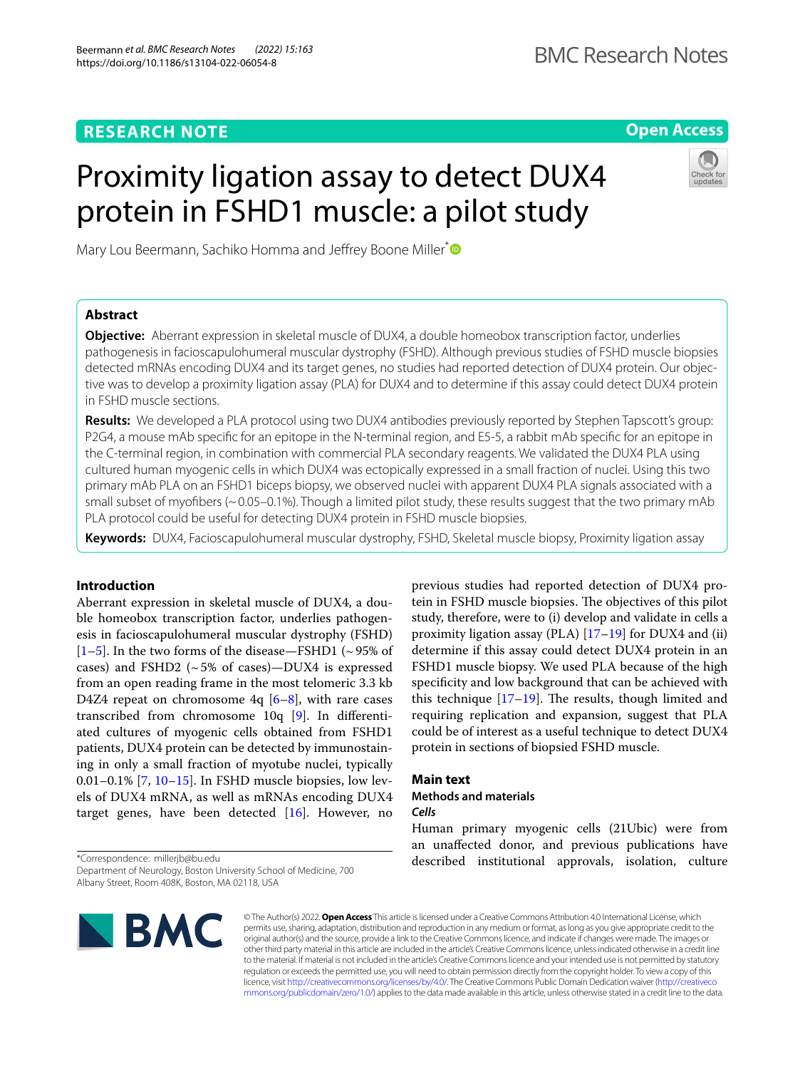RESEARCH NOTE

Open Access

# Proximity ligation assay to detect DUX4 protein in FSHD1 muscle: a pilot study

Mary Lou Beermann, Sachiko Homma and Jeffrey Boone Miller*

## Abstract

**Objective:** Aberrant expression in skeletal muscle of DUX4, a double homeobox transcription factor, underlies pathogenesis in facioscapulohumeral muscular dystrophy (FSHD). Although previous studies of FSHD muscle biopsies detected mRNAs encoding DUX4 and its target genes, no studies had reported detection of DUX4 protein. Our objective was to develop a proximity ligation assay (PLA) for DUX4 and to determine if this assay could detect DUX4 protein in FSHD muscle sections.

**Results:** We developed a PLA protocol using two DUX4 antibodies previously reported by Stephen Tapscott's group: P2G4, a mouse mAb specific for an epitope in the N-terminal region, and E5-5, a rabbit mAb specific for an epitope in the C-terminal region, in combination with commercial PLA secondary reagents. We validated the DUX4 PLA using cultured human myogenic cells in which DUX4 was ectopically expressed in a small fraction of nuclei. Using this two primary mAb PLA on an FSHD1 biceps biopsy, we observed nuclei with apparent DUX4 PLA signals associated with a small subset of myofibers (~0.05–0.1%). Though a limited pilot study, these results suggest that the two primary mAb PLA protocol could be useful for detecting DUX4 protein in FSHD muscle biopsies.

**Keywords:** DUX4, Facioscapulohumeral muscular dystrophy, FSHD, Skeletal muscle biopsy, Proximity ligation assay

## Introduction

Aberrant expression in skeletal muscle of DUX4, a double homeobox transcription factor, underlies pathogenesis in facioscapulohumeral muscular dystrophy (FSHD) [1–5]. In the two forms of the disease—FSHD1 (~95% of cases) and FSHD2 (~5% of cases)—DUX4 is expressed from an open reading frame in the most telomeric 3.3 kb D4Z4 repeat on chromosome 4q [6–8], with rare cases transcribed from chromosome 10q [9]. In differentiated cultures of myogenic cells obtained from FSHD1 patients, DUX4 protein can be detected by immunostaining in only a small fraction of myotube nuclei, typically 0.01–0.1% [7, 10–15]. In FSHD muscle biopsies, low levels of DUX4 mRNA, as well as mRNAs encoding DUX4 target genes, have been detected [16]. However, no previous studies had reported detection of DUX4 protein in FSHD muscle biopsies. The objectives of this pilot study, therefore, were to (i) develop and validate in cells a proximity ligation assay (PLA) [17–19] for DUX4 and (ii) determine if this assay could detect DUX4 protein in an FSHD1 muscle biopsy. We used PLA because of the high specificity and low background that can be achieved with this technique [17–19]. The results, though limited and requiring replication and expansion, suggest that PLA could be of interest as a useful technique to detect DUX4 protein in sections of biopsied FSHD muscle.

## Main text

### Methods and materials

#### *Cells*

Human primary myogenic cells (21Ubic) were from an unaffected donor, and previous publications have described institutional approvals, isolation, culture

*Correspondence: millerjb@bu.edu
Department of Neurology, Boston University School of Medicine, 700 Albany Street, Room 408K, Boston, MA 02118, USA

© The Author(s) 2022. **Open Access** This article is licensed under a Creative Commons Attribution 4.0 International License, which permits use, sharing, adaptation, distribution and reproduction in any medium or format, as long as you give appropriate credit to the original author(s) and the source, provide a link to the Creative Commons licence, and indicate if changes were made. The images or other third party material in this article are included in the article's Creative Commons licence, unless indicated otherwise in a credit line to the material. If material is not included in the article's Creative Commons licence and your intended use is not permitted by statutory regulation or exceeds the permitted use, you will need to obtain permission directly from the copyright holder. To view a copy of this licence, visit http://creativecommons.org/licenses/by/4.0/. The Creative Commons Public Domain Dedication waiver (http://creativecommons.org/publicdomain/zero/1.0/) applies to the data made available in this article, unless otherwise stated in a credit line to the data.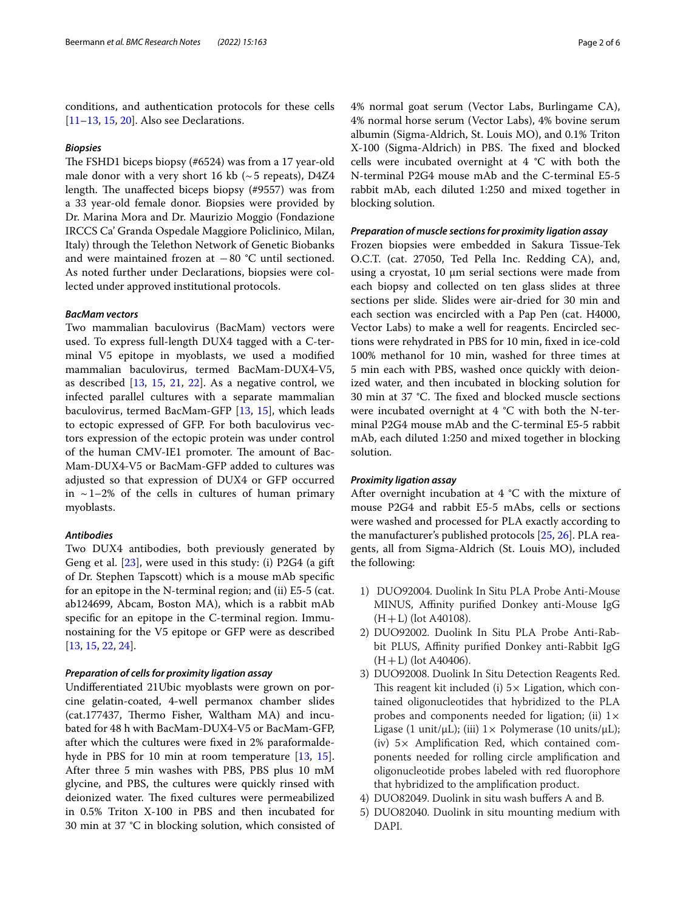conditions, and authentication protocols for these cells [11–13, 15, 20]. Also see Declarations.

### *Biopsies*

The FSHD1 biceps biopsy (#6524) was from a 17 year-old male donor with a very short 16 kb (~5 repeats), D4Z4 length. The unaffected biceps biopsy (#9557) was from a 33 year-old female donor. Biopsies were provided by Dr. Marina Mora and Dr. Maurizio Moggio (Fondazione IRCCS Ca' Granda Ospedale Maggiore Policlinico, Milan, Italy) through the Telethon Network of Genetic Biobanks and were maintained frozen at −80 °C until sectioned. As noted further under Declarations, biopsies were collected under approved institutional protocols.

### *BacMam vectors*

Two mammalian baculovirus (BacMam) vectors were used. To express full-length DUX4 tagged with a C-terminal V5 epitope in myoblasts, we used a modified mammalian baculovirus, termed BacMam-DUX4-V5, as described [13, 15, 21, 22]. As a negative control, we infected parallel cultures with a separate mammalian baculovirus, termed BacMam-GFP [13, 15], which leads to ectopic expressed of GFP. For both baculovirus vectors expression of the ectopic protein was under control of the human CMV-IE1 promoter. The amount of BacMam-DUX4-V5 or BacMam-GFP added to cultures was adjusted so that expression of DUX4 or GFP occurred in ~1–2% of the cells in cultures of human primary myoblasts.

### *Antibodies*

Two DUX4 antibodies, both previously generated by Geng et al. [23], were used in this study: (i) P2G4 (a gift of Dr. Stephen Tapscott) which is a mouse mAb specific for an epitope in the N-terminal region; and (ii) E5-5 (cat. ab124699, Abcam, Boston MA), which is a rabbit mAb specific for an epitope in the C-terminal region. Immunostaining for the V5 epitope or GFP were as described [13, 15, 22, 24].

### *Preparation of cells for proximity ligation assay*

Undifferentiated 21Ubic myoblasts were grown on porcine gelatin-coated, 4-well permanox chamber slides (cat.177437, Thermo Fisher, Waltham MA) and incubated for 48 h with BacMam-DUX4-V5 or BacMam-GFP, after which the cultures were fixed in 2% paraformaldehyde in PBS for 10 min at room temperature [13, 15]. After three 5 min washes with PBS, PBS plus 10 mM glycine, and PBS, the cultures were quickly rinsed with deionized water. The fixed cultures were permeabilized in 0.5% Triton X-100 in PBS and then incubated for 30 min at 37 °C in blocking solution, which consisted of 4% normal goat serum (Vector Labs, Burlingame CA), 4% normal horse serum (Vector Labs), 4% bovine serum albumin (Sigma-Aldrich, St. Louis MO), and 0.1% Triton X-100 (Sigma-Aldrich) in PBS. The fixed and blocked cells were incubated overnight at 4 °C with both the N-terminal P2G4 mouse mAb and the C-terminal E5-5 rabbit mAb, each diluted 1:250 and mixed together in blocking solution.

### *Preparation of muscle sections for proximity ligation assay*

Frozen biopsies were embedded in Sakura Tissue-Tek O.C.T. (cat. 27050, Ted Pella Inc. Redding CA), and, using a cryostat, 10 µm serial sections were made from each biopsy and collected on ten glass slides at three sections per slide. Slides were air-dried for 30 min and each section was encircled with a Pap Pen (cat. H4000, Vector Labs) to make a well for reagents. Encircled sections were rehydrated in PBS for 10 min, fixed in ice-cold 100% methanol for 10 min, washed for three times at 5 min each with PBS, washed once quickly with deionized water, and then incubated in blocking solution for 30 min at 37 °C. The fixed and blocked muscle sections were incubated overnight at 4 °C with both the N-terminal P2G4 mouse mAb and the C-terminal E5-5 rabbit mAb, each diluted 1:250 and mixed together in blocking solution.

### *Proximity ligation assay*

After overnight incubation at 4 °C with the mixture of mouse P2G4 and rabbit E5-5 mAbs, cells or sections were washed and processed for PLA exactly according to the manufacturer's published protocols [25, 26]. PLA reagents, all from Sigma-Aldrich (St. Louis MO), included the following:

1) DUO92004. Duolink In Situ PLA Probe Anti-Mouse MINUS, Affinity purified Donkey anti-Mouse IgG (H+L) (lot A40108).
2) DUO92002. Duolink In Situ PLA Probe Anti-Rabbit PLUS, Affinity purified Donkey anti-Rabbit IgG (H+L) (lot A40406).
3) DUO92008. Duolink In Situ Detection Reagents Red. This reagent kit included (i) 5× Ligation, which contained oligonucleotides that hybridized to the PLA probes and components needed for ligation; (ii) 1× Ligase (1 unit/µL); (iii) 1× Polymerase (10 units/µL); (iv) 5× Amplification Red, which contained components needed for rolling circle amplification and oligonucleotide probes labeled with red fluorophore that hybridized to the amplification product.
4) DUO82049. Duolink in situ wash buffers A and B.
5) DUO82040. Duolink in situ mounting medium with DAPI.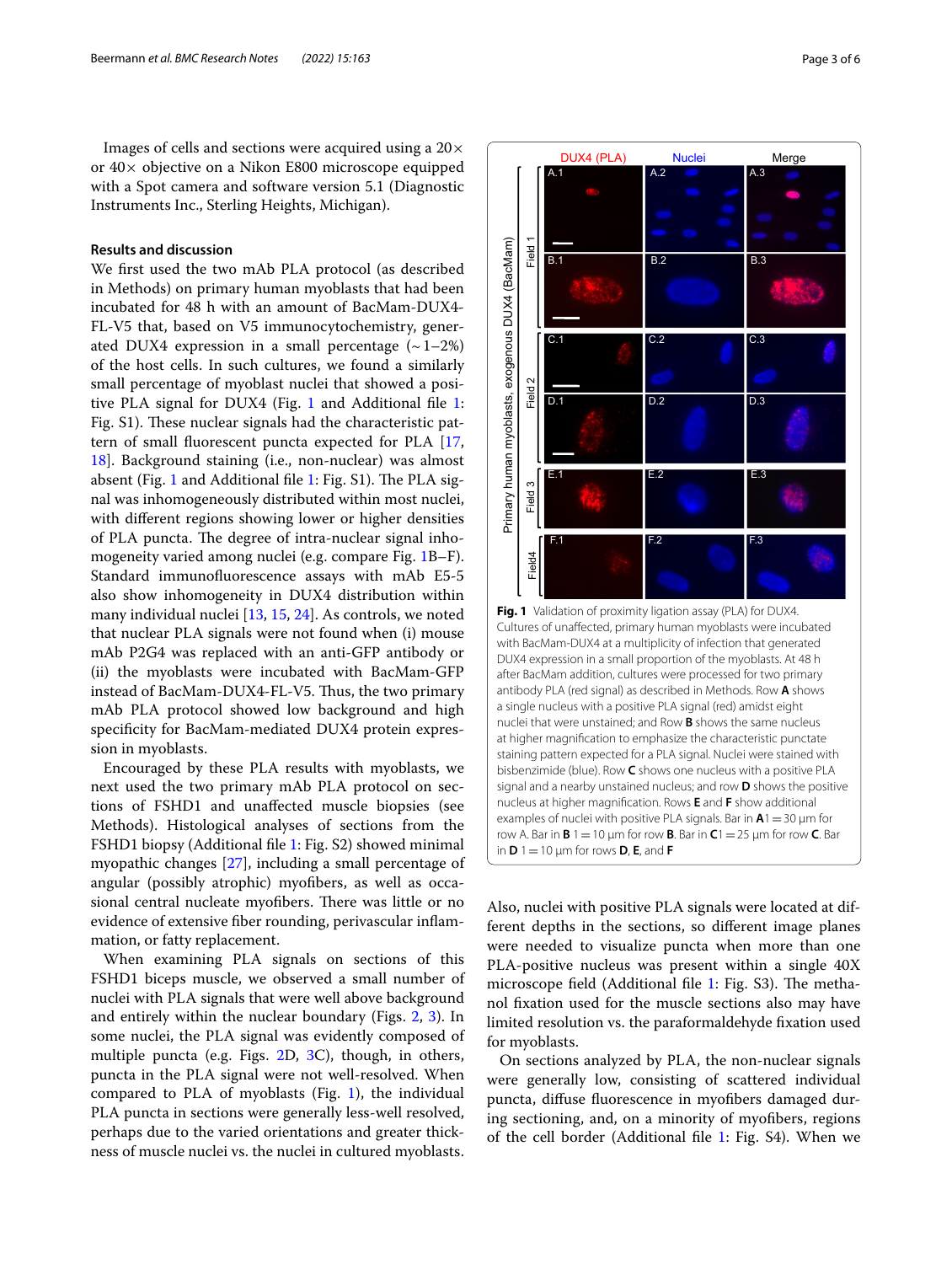Images of cells and sections were acquired using a 20× or 40× objective on a Nikon E800 microscope equipped with a Spot camera and software version 5.1 (Diagnostic Instruments Inc., Sterling Heights, Michigan).

## Results and discussion

We first used the two mAb PLA protocol (as described in Methods) on primary human myoblasts that had been incubated for 48 h with an amount of BacMam-DUX4-FL-V5 that, based on V5 immunocytochemistry, generated DUX4 expression in a small percentage (~1–2%) of the host cells. In such cultures, we found a similarly small percentage of myoblast nuclei that showed a positive PLA signal for DUX4 (Fig. 1 and Additional file 1: Fig. S1). These nuclear signals had the characteristic pattern of small fluorescent puncta expected for PLA [17, 18]. Background staining (i.e., non-nuclear) was almost absent (Fig. 1 and Additional file 1: Fig. S1). The PLA signal was inhomogeneously distributed within most nuclei, with different regions showing lower or higher densities of PLA puncta. The degree of intra-nuclear signal inhomogeneity varied among nuclei (e.g. compare Fig. 1B–F). Standard immunofluorescence assays with mAb E5-5 also show inhomogeneity in DUX4 distribution within many individual nuclei [13, 15, 24]. As controls, we noted that nuclear PLA signals were not found when (i) mouse mAb P2G4 was replaced with an anti-GFP antibody or (ii) the myoblasts were incubated with BacMam-GFP instead of BacMam-DUX4-FL-V5. Thus, the two primary mAb PLA protocol showed low background and high specificity for BacMam-mediated DUX4 protein expression in myoblasts.

Encouraged by these PLA results with myoblasts, we next used the two primary mAb PLA protocol on sections of FSHD1 and unaffected muscle biopsies (see Methods). Histological analyses of sections from the FSHD1 biopsy (Additional file 1: Fig. S2) showed minimal myopathic changes [27], including a small percentage of angular (possibly atrophic) myofibers, as well as occasional central nucleate myofibers. There was little or no evidence of extensive fiber rounding, perivascular inflammation, or fatty replacement.

When examining PLA signals on sections of this FSHD1 biceps muscle, we observed a small number of nuclei with PLA signals that were well above background and entirely within the nuclear boundary (Figs. 2, 3). In some nuclei, the PLA signal was evidently composed of multiple puncta (e.g. Figs. 2D, 3C), though, in others, puncta in the PLA signal were not well-resolved. When compared to PLA of myoblasts (Fig. 1), the individual PLA puncta in sections were generally less-well resolved, perhaps due to the varied orientations and greater thickness of muscle nuclei vs. the nuclei in cultured myoblasts.

**Fig. 1** Validation of proximity ligation assay (PLA) for DUX4. Cultures of unaffected, primary human myoblasts were incubated with BacMam-DUX4 at a multiplicity of infection that generated DUX4 expression in a small proportion of the myoblasts. At 48 h after BacMam addition, cultures were processed for two primary antibody PLA (red signal) as described in Methods. Row **A** shows a single nucleus with a positive PLA signal (red) amidst eight nuclei that were unstained; and Row **B** shows the same nucleus at higher magnification to emphasize the characteristic punctate staining pattern expected for a PLA signal. Nuclei were stained with bisbenzimide (blue). Row **C** shows one nucleus with a positive PLA signal and a nearby unstained nucleus; and row **D** shows the positive nucleus at higher magnification. Rows **E** and **F** show additional examples of nuclei with positive PLA signals. Bar in **A**1 = 30 μm for row A. Bar in **B** 1 = 10 μm for row **B**. Bar in **C**1 = 25 μm for row **C**. Bar in **D** 1 = 10 μm for rows **D**, **E**, and **F**

Also, nuclei with positive PLA signals were located at different depths in the sections, so different image planes were needed to visualize puncta when more than one PLA-positive nucleus was present within a single 40X microscope field (Additional file 1: Fig. S3). The methanol fixation used for the muscle sections also may have limited resolution vs. the paraformaldehyde fixation used for myoblasts.

On sections analyzed by PLA, the non-nuclear signals were generally low, consisting of scattered individual puncta, diffuse fluorescence in myofibers damaged during sectioning, and, on a minority of myofibers, regions of the cell border (Additional file 1: Fig. S4). When we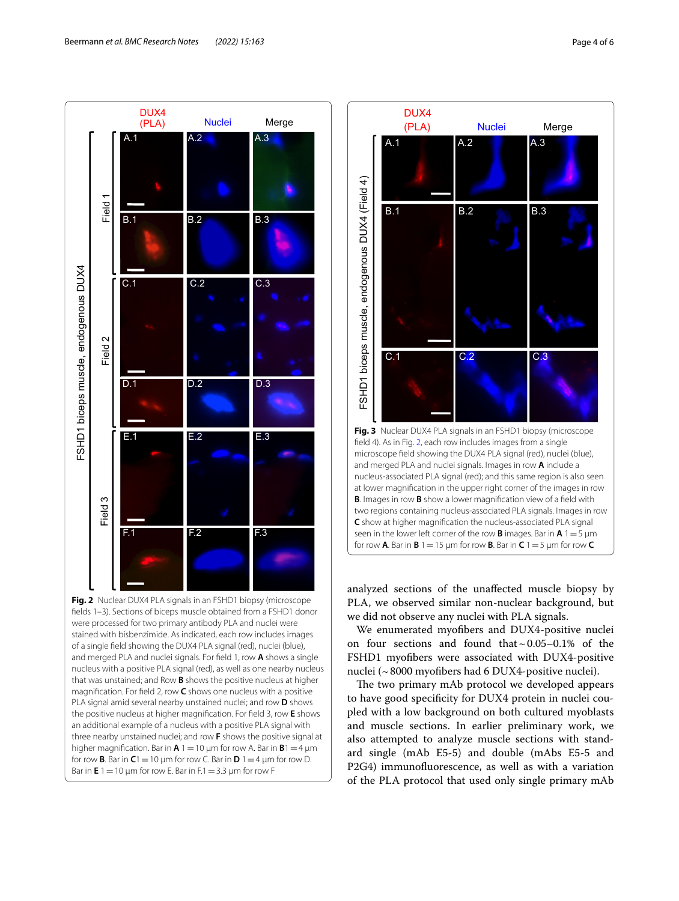**Fig. 2** Nuclear DUX4 PLA signals in an FSHD1 biopsy (microscope fields 1–3). Sections of biceps muscle obtained from a FSHD1 donor were processed for two primary antibody PLA and nuclei were stained with bisbenzimide. As indicated, each row includes images of a single field showing the DUX4 PLA signal (red), nuclei (blue), and merged PLA and nuclei signals. For field 1, row **A** shows a single nucleus with a positive PLA signal (red), as well as one nearby nucleus that was unstained; and Row **B** shows the positive nucleus at higher magnification. For field 2, row **C** shows one nucleus with a positive PLA signal amid several nearby unstained nuclei; and row **D** shows the positive nucleus at higher magnification. For field 3, row **E** shows an additional example of a nucleus with a positive PLA signal with three nearby unstained nuclei; and row **F** shows the positive signal at higher magnification. Bar in **A** 1 = 10 µm for row A. Bar in **B**1 = 4 µm for row **B**. Bar in **C**1 = 10 µm for row C. Bar in **D** 1 = 4 µm for row D. Bar in **E** 1 = 10 µm for row E. Bar in F.1 = 3.3 µm for row F

**Fig. 3** Nuclear DUX4 PLA signals in an FSHD1 biopsy (microscope field 4). As in Fig. 2, each row includes images from a single microscope field showing the DUX4 PLA signal (red), nuclei (blue), and merged PLA and nuclei signals. Images in row **A** include a nucleus-associated PLA signal (red); and this same region is also seen at lower magnification in the upper right corner of the images in row **B**. Images in row **B** show a lower magnification view of a field with two regions containing nucleus-associated PLA signals. Images in row **C** show at higher magnification the nucleus-associated PLA signal seen in the lower left corner of the row **B** images. Bar in **A** 1 = 5 µm for row **A**. Bar in **B** 1 = 15 µm for row **B**. Bar in **C** 1 = 5 µm for row **C**

analyzed sections of the unaffected muscle biopsy by PLA, we observed similar non-nuclear background, but we did not observe any nuclei with PLA signals.

We enumerated myofibers and DUX4-positive nuclei on four sections and found that ~ 0.05–0.1% of the FSHD1 myofibers were associated with DUX4-positive nuclei (~ 8000 myofibers had 6 DUX4-positive nuclei).

The two primary mAb protocol we developed appears to have good specificity for DUX4 protein in nuclei coupled with a low background on both cultured myoblasts and muscle sections. In earlier preliminary work, we also attempted to analyze muscle sections with standard single (mAb E5-5) and double (mAbs E5-5 and P2G4) immunofluorescence, as well as with a variation of the PLA protocol that used only single primary mAb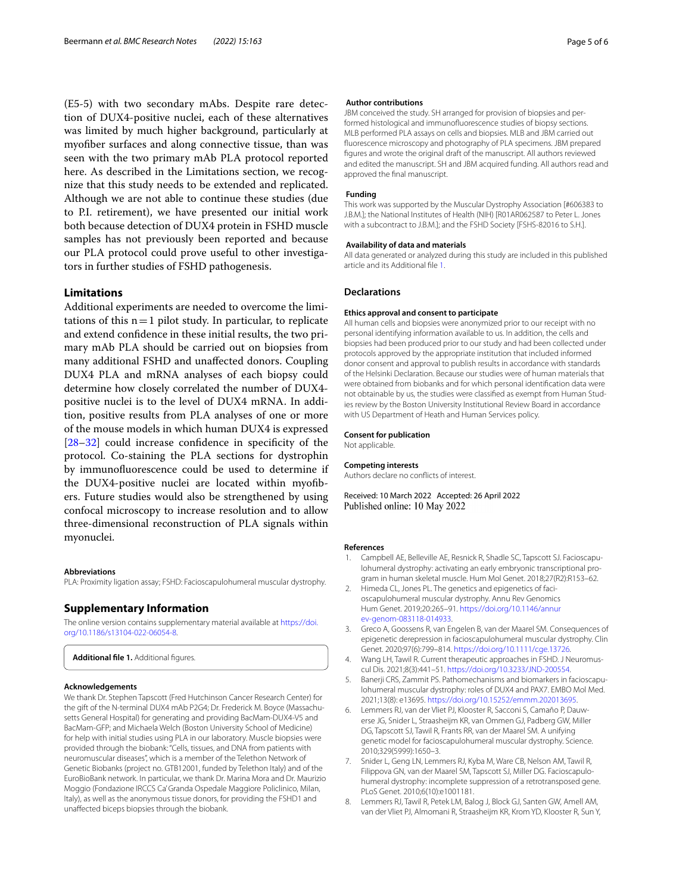(E5-5) with two secondary mAbs. Despite rare detection of DUX4-positive nuclei, each of these alternatives was limited by much higher background, particularly at myofiber surfaces and along connective tissue, than was seen with the two primary mAb PLA protocol reported here. As described in the Limitations section, we recognize that this study needs to be extended and replicated. Although we are not able to continue these studies (due to P.I. retirement), we have presented our initial work both because detection of DUX4 protein in FSHD muscle samples has not previously been reported and because our PLA protocol could prove useful to other investigators in further studies of FSHD pathogenesis.

## Limitations

Additional experiments are needed to overcome the limitations of this n = 1 pilot study. In particular, to replicate and extend confidence in these initial results, the two primary mAb PLA should be carried out on biopsies from many additional FSHD and unaffected donors. Coupling DUX4 PLA and mRNA analyses of each biopsy could determine how closely correlated the number of DUX4-positive nuclei is to the level of DUX4 mRNA. In addition, positive results from PLA analyses of one or more of the mouse models in which human DUX4 is expressed [28–32] could increase confidence in specificity of the protocol. Co-staining the PLA sections for dystrophin by immunofluorescence could be used to determine if the DUX4-positive nuclei are located within myofibers. Future studies would also be strengthened by using confocal microscopy to increase resolution and to allow three-dimensional reconstruction of PLA signals within myonuclei.

### Abbreviations

PLA: Proximity ligation assay; FSHD: Facioscapulohumeral muscular dystrophy.

## Supplementary Information

The online version contains supplementary material available at https://doi.org/10.1186/s13104-022-06054-8.

**Additional file 1.** Additional figures.

### Acknowledgements

We thank Dr. Stephen Tapscott (Fred Hutchinson Cancer Research Center) for the gift of the N-terminal DUX4 mAb P2G4; Dr. Frederick M. Boyce (Massachusetts General Hospital) for generating and providing BacMam-DUX4-V5 and BacMam-GFP; and Michaela Welch (Boston University School of Medicine) for help with initial studies using PLA in our laboratory. Muscle biopsies were provided through the biobank: "Cells, tissues, and DNA from patients with neuromuscular diseases", which is a member of the Telethon Network of Genetic Biobanks (project no. GTB12001, funded by Telethon Italy) and of the EuroBioBank network. In particular, we thank Dr. Marina Mora and Dr. Maurizio Moggio (Fondazione IRCCS Ca' Granda Ospedale Maggiore Policlinico, Milan, Italy), as well as the anonymous tissue donors, for providing the FSHD1 and unaffected biceps biopsies through the biobank.

### Author contributions

JBM conceived the study. SH arranged for provision of biopsies and performed histological and immunofluorescence studies of biopsy sections. MLB performed PLA assays on cells and biopsies. MLB and JBM carried out fluorescence microscopy and photography of PLA specimens. JBM prepared figures and wrote the original draft of the manuscript. All authors reviewed and edited the manuscript. SH and JBM acquired funding. All authors read and approved the final manuscript.

### Funding

This work was supported by the Muscular Dystrophy Association [#606383 to J.B.M.]; the National Institutes of Health (NIH) [R01AR062587 to Peter L. Jones with a subcontract to J.B.M.]; and the FSHD Society [FSHS-82016 to S.H.].

### Availability of data and materials

All data generated or analyzed during this study are included in this published article and its Additional file 1.

## Declarations

### Ethics approval and consent to participate

All human cells and biopsies were anonymized prior to our receipt with no personal identifying information available to us. In addition, the cells and biopsies had been produced prior to our study and had been collected under protocols approved by the appropriate institution that included informed donor consent and approval to publish results in accordance with standards of the Helsinki Declaration. Because our studies were of human materials that were obtained from biobanks and for which personal identification data were not obtainable by us, the studies were classified as exempt from Human Studies review by the Boston University Institutional Review Board in accordance with US Department of Heath and Human Services policy.

### Consent for publication

Not applicable.

### Competing interests

Authors declare no conflicts of interest.

Received: 10 March 2022 Accepted: 26 April 2022
Published online: 10 May 2022

### References

1. Campbell AE, Belleville AE, Resnick R, Shadle SC, Tapscott SJ. Facioscapulohumeral dystrophy: activating an early embryonic transcriptional program in human skeletal muscle. Hum Mol Genet. 2018;27(R2):R153–62.
2. Himeda CL, Jones PL. The genetics and epigenetics of facioscapulohumeral muscular dystrophy. Annu Rev Genomics Hum Genet. 2019;20:265–91. https://doi.org/10.1146/annurev-genom-083118-014933.
3. Greco A, Goossens R, van Engelen B, van der Maarel SM. Consequences of epigenetic derepression in facioscapulohumeral muscular dystrophy. Clin Genet. 2020;97(6):799–814. https://doi.org/10.1111/cge.13726.
4. Wang LH, Tawil R. Current therapeutic approaches in FSHD. J Neuromuscul Dis. 2021;8(3):441–51. https://doi.org/10.3233/JND-200554.
5. Banerji CRS, Zammit PS. Pathomechanisms and biomarkers in facioscapulohumeral muscular dystrophy: roles of DUX4 and PAX7. EMBO Mol Med. 2021;13(8): e13695. https://doi.org/10.15252/emmm.202013695.
6. Lemmers RJ, van der Vliet PJ, Klooster R, Sacconi S, Camaño P, Dauwerse JG, Snider L, Straasheijm KR, van Ommen GJ, Padberg GW, Miller DG, Tapscott SJ, Tawil R, Frants RR, van der Maarel SM. A unifying genetic model for facioscapulohumeral muscular dystrophy. Science. 2010;329(5999):1650–3.
7. Snider L, Geng LN, Lemmers RJ, Kyba M, Ware CB, Nelson AM, Tawil R, Filippova GN, van der Maarel SM, Tapscott SJ, Miller DG. Facioscapulohumeral dystrophy: incomplete suppression of a retrotransposed gene. PLoS Genet. 2010;6(10):e1001181.
8. Lemmers RJ, Tawil R, Petek LM, Balog J, Block GJ, Santen GW, Amell AM, van der Vliet PJ, Almomani R, Straasheijm KR, Krom YD, Klooster R, Sun Y,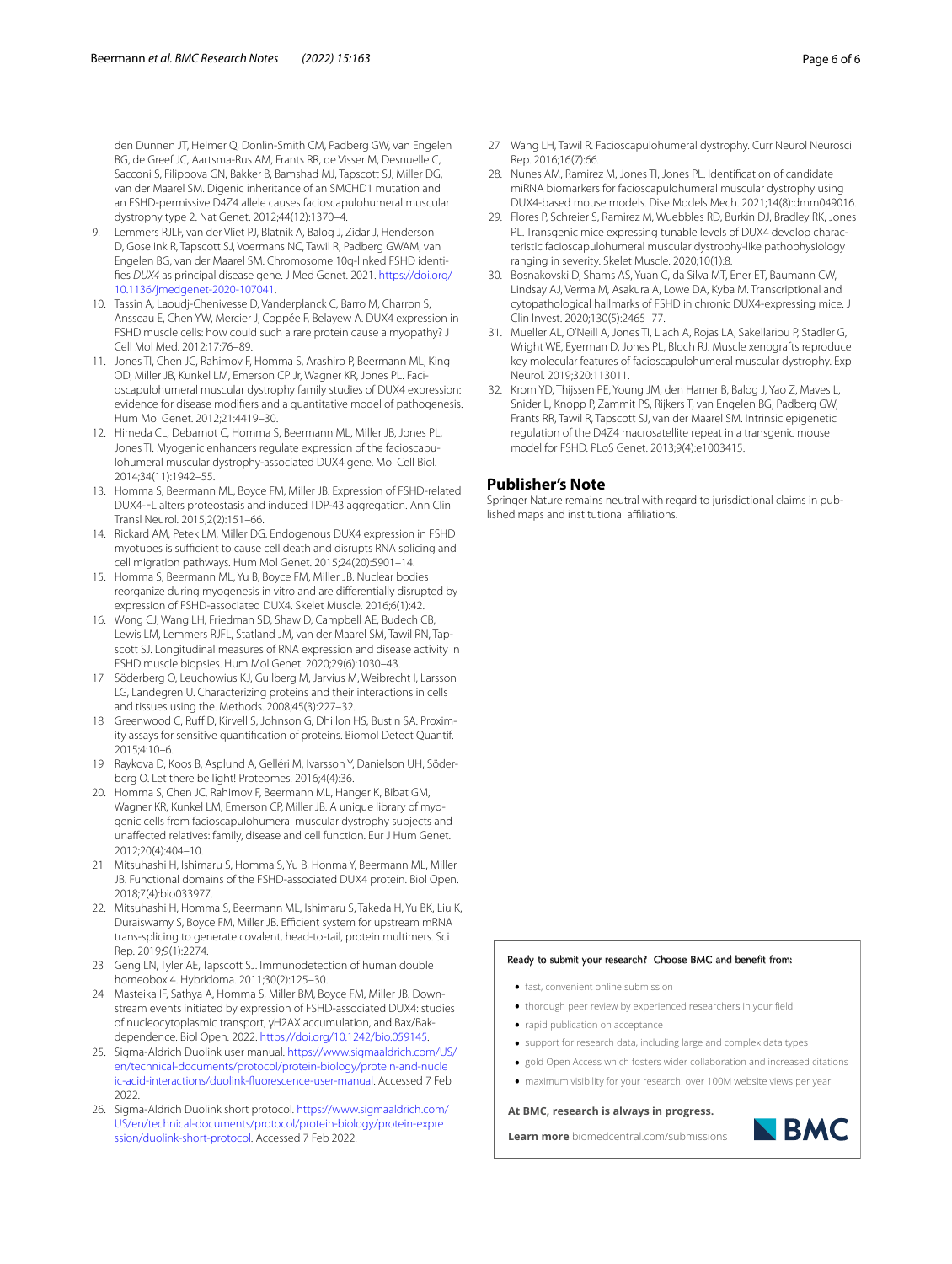den Dunnen JT, Helmer Q, Donlin-Smith CM, Padberg GW, van Engelen BG, de Greef JC, Aartsma-Rus AM, Frants RR, de Visser M, Desnuelle C, Sacconi S, Filippova GN, Bakker B, Bamshad MJ, Tapscott SJ, Miller DG, van der Maarel SM. Digenic inheritance of an SMCHD1 mutation and an FSHD-permissive D4Z4 allele causes facioscapulohumeral muscular dystrophy type 2. Nat Genet. 2012;44(12):1370–4.

9. Lemmers RJLF, van der Vliet PJ, Blatnik A, Balog J, Zidar J, Henderson D, Goselink R, Tapscott SJ, Voermans NC, Tawil R, Padberg GWAM, van Engelen BG, van der Maarel SM. Chromosome 10q-linked FSHD identifies *DUX4* as principal disease gene. J Med Genet. 2021. https://doi.org/10.1136/jmedgenet-2020-107041.
10. Tassin A, Laoudj-Chenivesse D, Vanderplanck C, Barro M, Charron S, Ansseau E, Chen YW, Mercier J, Coppée F, Belayew A. DUX4 expression in FSHD muscle cells: how could such a rare protein cause a myopathy? J Cell Mol Med. 2012;17:76–89.
11. Jones TI, Chen JC, Rahimov F, Homma S, Arashiro P, Beermann ML, King OD, Miller JB, Kunkel LM, Emerson CP Jr, Wagner KR, Jones PL. Facioscapulohumeral muscular dystrophy family studies of DUX4 expression: evidence for disease modifiers and a quantitative model of pathogenesis. Hum Mol Genet. 2012;21:4419–30.
12. Himeda CL, Debarnot C, Homma S, Beermann ML, Miller JB, Jones PL, Jones TI. Myogenic enhancers regulate expression of the facioscapulohumeral muscular dystrophy-associated DUX4 gene. Mol Cell Biol. 2014;34(11):1942–55.
13. Homma S, Beermann ML, Boyce FM, Miller JB. Expression of FSHD-related DUX4-FL alters proteostasis and induced TDP-43 aggregation. Ann Clin Transl Neurol. 2015;2(2):151–66.
14. Rickard AM, Petek LM, Miller DG. Endogenous DUX4 expression in FSHD myotubes is sufficient to cause cell death and disrupts RNA splicing and cell migration pathways. Hum Mol Genet. 2015;24(20):5901–14.
15. Homma S, Beermann ML, Yu B, Boyce FM, Miller JB. Nuclear bodies reorganize during myogenesis in vitro and are differentially disrupted by expression of FSHD-associated DUX4. Skelet Muscle. 2016;6(1):42.
16. Wong CJ, Wang LH, Friedman SD, Shaw D, Campbell AE, Budech CB, Lewis LM, Lemmers RJFL, Statland JM, van der Maarel SM, Tawil RN, Tapscott SJ. Longitudinal measures of RNA expression and disease activity in FSHD muscle biopsies. Hum Mol Genet. 2020;29(6):1030–43.
17. Söderberg O, Leuchowius KJ, Gullberg M, Jarvius M, Weibrecht I, Larsson LG, Landegren U. Characterizing proteins and their interactions in cells and tissues using the. Methods. 2008;45(3):227–32.
18. Greenwood C, Ruff D, Kirvell S, Johnson G, Dhillon HS, Bustin SA. Proximity assays for sensitive quantification of proteins. Biomol Detect Quantif. 2015;4:10–6.
19. Raykova D, Koos B, Asplund A, Gelléri M, Ivarsson Y, Danielson UH, Söderberg O. Let there be light! Proteomes. 2016;4(4):36.
20. Homma S, Chen JC, Rahimov F, Beermann ML, Hanger K, Bibat GM, Wagner KR, Kunkel LM, Emerson CP, Miller JB. A unique library of myogenic cells from facioscapulohumeral muscular dystrophy subjects and unaffected relatives: family, disease and cell function. Eur J Hum Genet. 2012;20(4):404–10.
21. Mitsuhashi H, Ishimaru S, Homma S, Yu B, Honma Y, Beermann ML, Miller JB. Functional domains of the FSHD-associated DUX4 protein. Biol Open. 2018;7(4):bio033977.
22. Mitsuhashi H, Homma S, Beermann ML, Ishimaru S, Takeda H, Yu BK, Liu K, Duraiswamy S, Boyce FM, Miller JB. Efficient system for upstream mRNA trans-splicing to generate covalent, head-to-tail, protein multimers. Sci Rep. 2019;9(1):2274.
23. Geng LN, Tyler AE, Tapscott SJ. Immunodetection of human double homeobox 4. Hybridoma. 2011;30(2):125–30.
24. Masteika IF, Sathya A, Homma S, Miller BM, Boyce FM, Miller JB. Downstream events initiated by expression of FSHD-associated DUX4: studies of nucleocytoplasmic transport, γH2AX accumulation, and Bax/Bak-dependence. Biol Open. 2022. https://doi.org/10.1242/bio.059145.
25. Sigma-Aldrich Duolink user manual. https://www.sigmaaldrich.com/US/en/technical-documents/protocol/protein-biology/protein-and-nucleic-acid-interactions/duolink-fluorescence-user-manual. Accessed 7 Feb 2022.
26. Sigma-Aldrich Duolink short protocol. https://www.sigmaaldrich.com/US/en/technical-documents/protocol/protein-biology/protein-expression/duolink-short-protocol. Accessed 7 Feb 2022.
27. Wang LH, Tawil R. Facioscapulohumeral dystrophy. Curr Neurol Neurosci Rep. 2016;16(7):66.
28. Nunes AM, Ramirez M, Jones TI, Jones PL. Identification of candidate miRNA biomarkers for facioscapulohumeral muscular dystrophy using DUX4-based mouse models. Dise Models Mech. 2021;14(8):dmm049016.
29. Flores P, Schreier S, Ramirez M, Wuebbles RD, Burkin DJ, Bradley RK, Jones PL. Transgenic mice expressing tunable levels of DUX4 develop characteristic facioscapulohumeral muscular dystrophy-like pathophysiology ranging in severity. Skelet Muscle. 2020;10(1):8.
30. Bosnakovski D, Shams AS, Yuan C, da Silva MT, Ener ET, Baumann CW, Lindsay AJ, Verma M, Asakura A, Lowe DA, Kyba M. Transcriptional and cytopathological hallmarks of FSHD in chronic DUX4-expressing mice. J Clin Invest. 2020;130(5):2465–77.
31. Mueller AL, O'Neill A, Jones TI, Llach A, Rojas LA, Sakellariou P, Stadler G, Wright WE, Eyerman D, Jones PL, Bloch RJ. Muscle xenografts reproduce key molecular features of facioscapulohumeral muscular dystrophy. Exp Neurol. 2019;320:113011.
32. Krom YD, Thijssen PE, Young JM, den Hamer B, Balog J, Yao Z, Maves L, Snider L, Knopp P, Zammit PS, Rijkers T, van Engelen BG, Padberg GW, Frants RR, Tawil R, Tapscott SJ, van der Maarel SM. Intrinsic epigenetic regulation of the D4Z4 macrosatellite repeat in a transgenic mouse model for FSHD. PLoS Genet. 2013;9(4):e1003415.

## Publisher's Note

Springer Nature remains neutral with regard to jurisdictional claims in published maps and institutional affiliations.

Ready to submit your research? Choose BMC and benefit from:

- fast, convenient online submission
- thorough peer review by experienced researchers in your field
- rapid publication on acceptance
- support for research data, including large and complex data types
- gold Open Access which fosters wider collaboration and increased citations
- maximum visibility for your research: over 100M website views per year

**At BMC, research is always in progress.**

**Learn more** biomedcentral.com/submissions

BMC